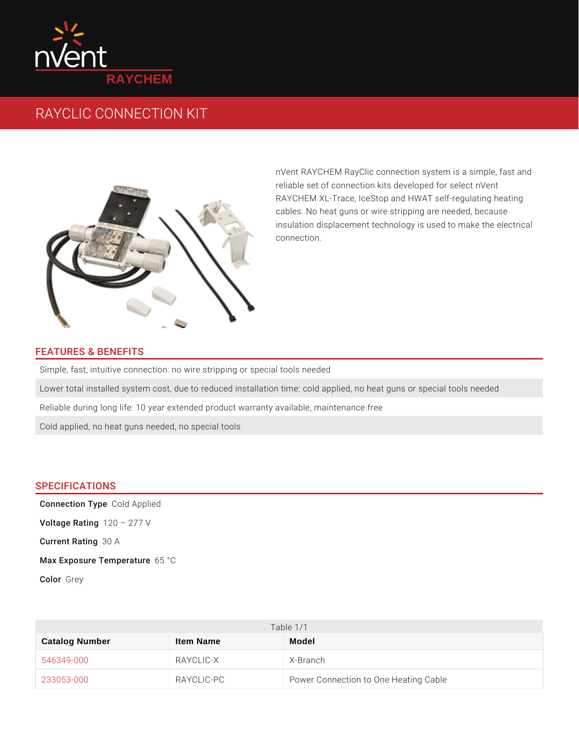# RAYCLIC CONNECTION KIT

nVent RAYCHEM RayClic connection system is a simple, fast and reliable set of connection kits developed for select nVent RAYCHEM XL-Trace, IceStop and HWAT self-regulating heating cables. No heat guns or wire stripping are needed, because insulation displacement technology is used to make the electrical connection.

## FEATURES & BENEFITS

- Simple, fast, intuitive connection: no wire stripping or special tools needed
- Lower total installed system cost, due to reduced installation time: cold applied, no heat guns or special tools needed
- Reliable during long life: 10 year extended product warranty available, maintenance free
- Cold applied, no heat guns needed, no special tools

## SPECIFICATIONS

**Connection Type** Cold Applied

**Voltage Rating** 120 – 277 V

**Current Rating** 30 A

**Max Exposure Temperature** 65 °C

**Color** Grey

Table 1/1

| Catalog Number | Item Name | Model |
|---|---|---|
| 546349-000 | RAYCLIC-X | X-Branch |
| 233053-000 | RAYCLIC-PC | Power Connection to One Heating Cable |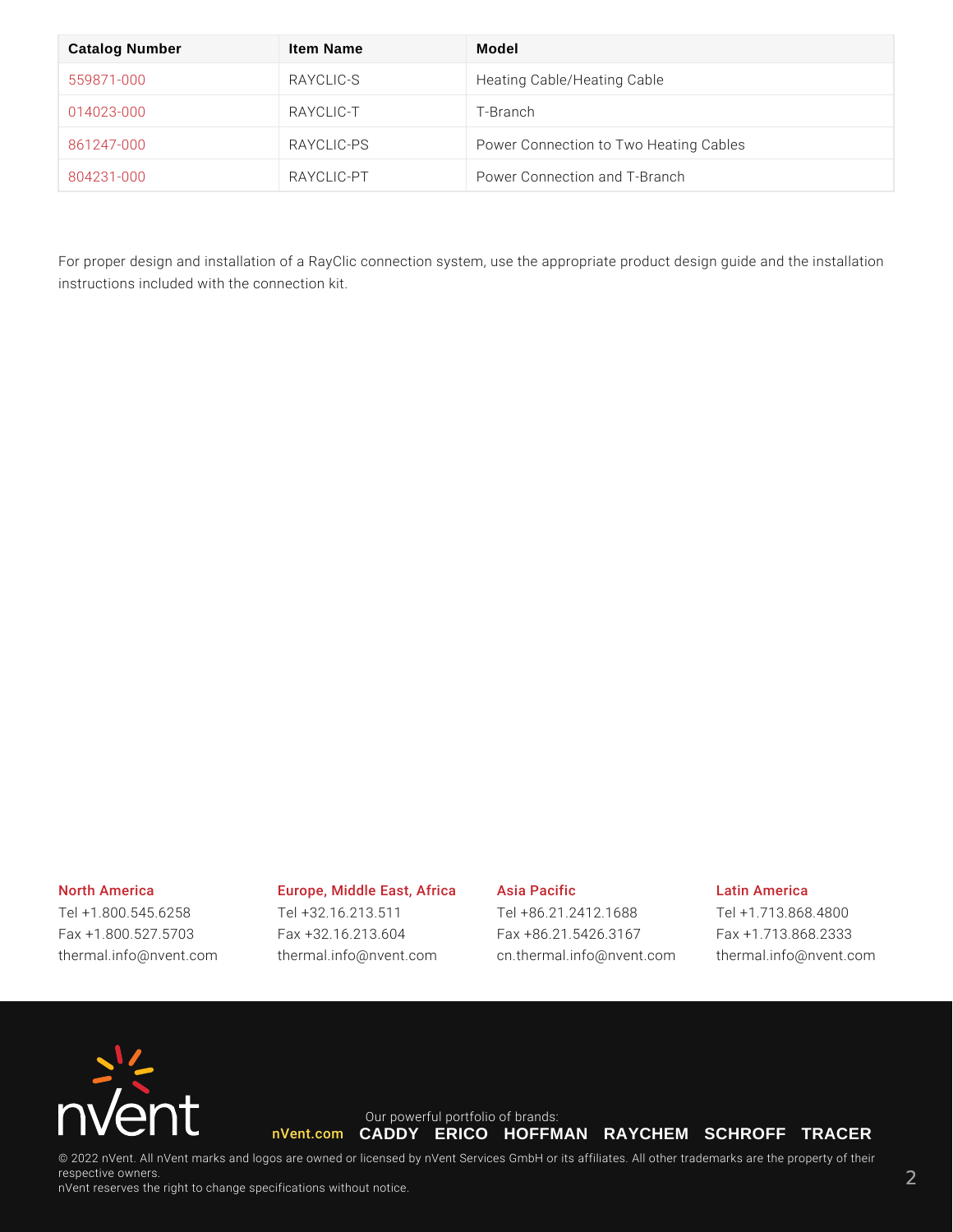| Catalog Number | Item Name | Model |
|---|---|---|
| 559871-000 | RAYCLIC-S | Heating Cable/Heating Cable |
| 014023-000 | RAYCLIC-T | T-Branch |
| 861247-000 | RAYCLIC-PS | Power Connection to Two Heating Cables |
| 804231-000 | RAYCLIC-PT | Power Connection and T-Branch |

For proper design and installation of a RayClic connection system, use the appropriate product design guide and the installation instructions included with the connection kit.

**North America**
Tel +1.800.545.6258
Fax +1.800.527.5703
thermal.info@nvent.com

**Europe, Middle East, Africa**
Tel +32.16.213.511
Fax +32.16.213.604
thermal.info@nvent.com

**Asia Pacific**
Tel +86.21.2412.1688
Fax +86.21.5426.3167
cn.thermal.info@nvent.com

**Latin America**
Tel +1.713.868.4800
Fax +1.713.868.2333
thermal.info@nvent.com

nVent

Our powerful portfolio of brands:
**nVent.com** **CADDY** **ERICO** **HOFFMAN** **RAYCHEM** **SCHROFF** **TRACER**

© 2022 nVent. All nVent marks and logos are owned or licensed by nVent Services GmbH or its affiliates. All other trademarks are the property of their respective owners.
nVent reserves the right to change specifications without notice.